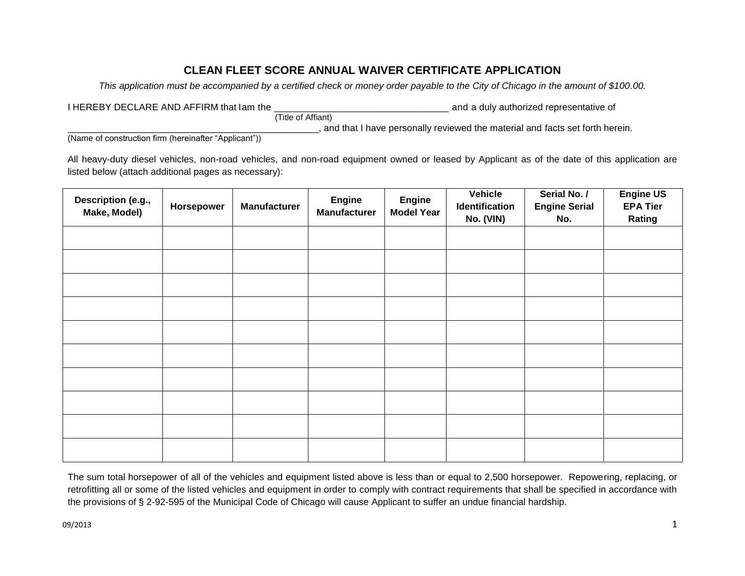# CLEAN FLEET SCORE ANNUAL WAIVER CERTIFICATE APPLICATION

*This application must be accompanied by a certified check or money order payable to the City of Chicago in the amount of $100.00.*

I HEREBY DECLARE AND AFFIRM that I am the ________________________________ and a duly authorized representative of
(Title of Affiant)
_______________________________________________, and that I have personally reviewed the material and facts set forth herein.
(Name of construction firm (hereinafter "Applicant"))

All heavy-duty diesel vehicles, non-road vehicles, and non-road equipment owned or leased by Applicant as of the date of this application are listed below (attach additional pages as necessary):

| Description (e.g., Make, Model) | Horsepower | Manufacturer | Engine Manufacturer | Engine Model Year | Vehicle Identification No. (VIN) | Serial No. / Engine Serial No. | Engine US EPA Tier Rating |
|---|---|---|---|---|---|---|---|
| | | | | | | | |
| | | | | | | | |
| | | | | | | | |
| | | | | | | | |
| | | | | | | | |
| | | | | | | | |
| | | | | | | | |
| | | | | | | | |
| | | | | | | | |
| | | | | | | | |

The sum total horsepower of all of the vehicles and equipment listed above is less than or equal to 2,500 horsepower. Repowering, replacing, or retrofitting all or some of the listed vehicles and equipment in order to comply with contract requirements that shall be specified in accordance with the provisions of § 2-92-595 of the Municipal Code of Chicago will cause Applicant to suffer an undue financial hardship.

09/2013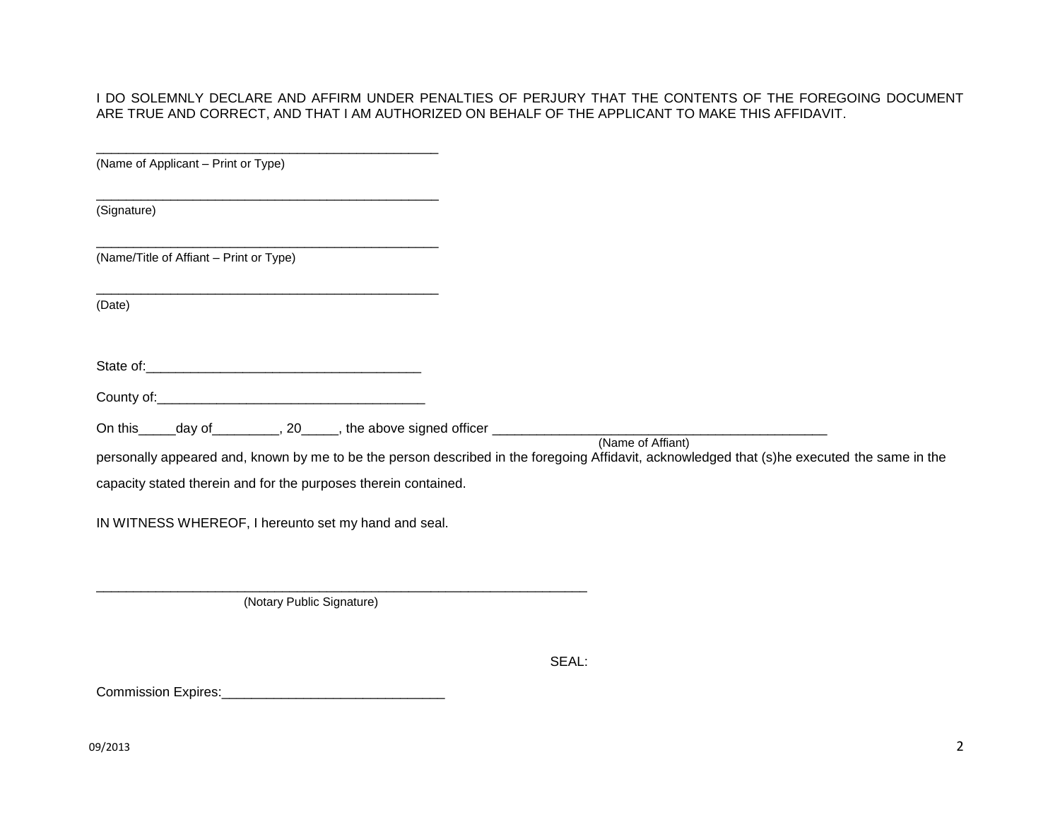I DO SOLEMNLY DECLARE AND AFFIRM UNDER PENALTIES OF PERJURY THAT THE CONTENTS OF THE FOREGOING DOCUMENT ARE TRUE AND CORRECT, AND THAT I AM AUTHORIZED ON BEHALF OF THE APPLICANT TO MAKE THIS AFFIDAVIT.

_________________________________________________
(Name of Applicant – Print or Type)

_________________________________________________
(Signature)

_________________________________________________
(Name/Title of Affiant – Print or Type)

_________________________________________________
(Date)

State of:_____________________________________

County of:____________________________________

On this_____day of_________, 20_____, the above signed officer _______________________________________________
(Name of Affiant)
personally appeared and, known by me to be the person described in the foregoing Affidavit, acknowledged that (s)he executed the same in the capacity stated therein and for the purposes therein contained.

IN WITNESS WHEREOF, I hereunto set my hand and seal.

______________________________________________________________________
(Notary Public Signature)

SEAL:

Commission Expires:______________________________

09/2013